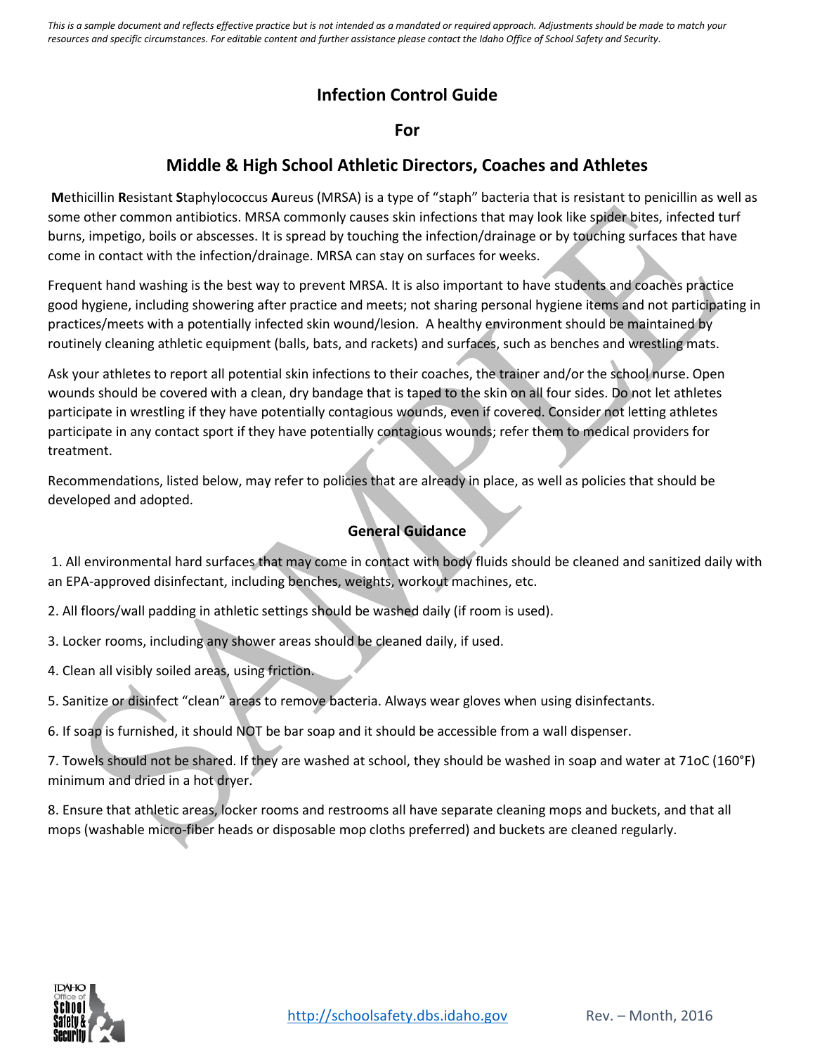*This is a sample document and reflects effective practice but is not intended as a mandated or required approach. Adjustments should be made to match your resources and specific circumstances. For editable content and further assistance please contact the Idaho Office of School Safety and Security.*

# Infection Control Guide

# For

# Middle & High School Athletic Directors, Coaches and Athletes

**M**ethicillin **R**esistant **S**taphylococcus **A**ureus (MRSA) is a type of "staph" bacteria that is resistant to penicillin as well as some other common antibiotics. MRSA commonly causes skin infections that may look like spider bites, infected turf burns, impetigo, boils or abscesses. It is spread by touching the infection/drainage or by touching surfaces that have come in contact with the infection/drainage. MRSA can stay on surfaces for weeks.

Frequent hand washing is the best way to prevent MRSA. It is also important to have students and coaches practice good hygiene, including showering after practice and meets; not sharing personal hygiene items and not participating in practices/meets with a potentially infected skin wound/lesion. A healthy environment should be maintained by routinely cleaning athletic equipment (balls, bats, and rackets) and surfaces, such as benches and wrestling mats.

Ask your athletes to report all potential skin infections to their coaches, the trainer and/or the school nurse. Open wounds should be covered with a clean, dry bandage that is taped to the skin on all four sides. Do not let athletes participate in wrestling if they have potentially contagious wounds, even if covered. Consider not letting athletes participate in any contact sport if they have potentially contagious wounds; refer them to medical providers for treatment.

Recommendations, listed below, may refer to policies that are already in place, as well as policies that should be developed and adopted.

## General Guidance

1. All environmental hard surfaces that may come in contact with body fluids should be cleaned and sanitized daily with an EPA-approved disinfectant, including benches, weights, workout machines, etc.

2. All floors/wall padding in athletic settings should be washed daily (if room is used).

3. Locker rooms, including any shower areas should be cleaned daily, if used.

4. Clean all visibly soiled areas, using friction.

5. Sanitize or disinfect "clean" areas to remove bacteria. Always wear gloves when using disinfectants.

6. If soap is furnished, it should NOT be bar soap and it should be accessible from a wall dispenser.

7. Towels should not be shared. If they are washed at school, they should be washed in soap and water at 71oC (160°F) minimum and dried in a hot dryer.

8. Ensure that athletic areas, locker rooms and restrooms all have separate cleaning mops and buckets, and that all mops (washable micro-fiber heads or disposable mop cloths preferred) and buckets are cleaned regularly.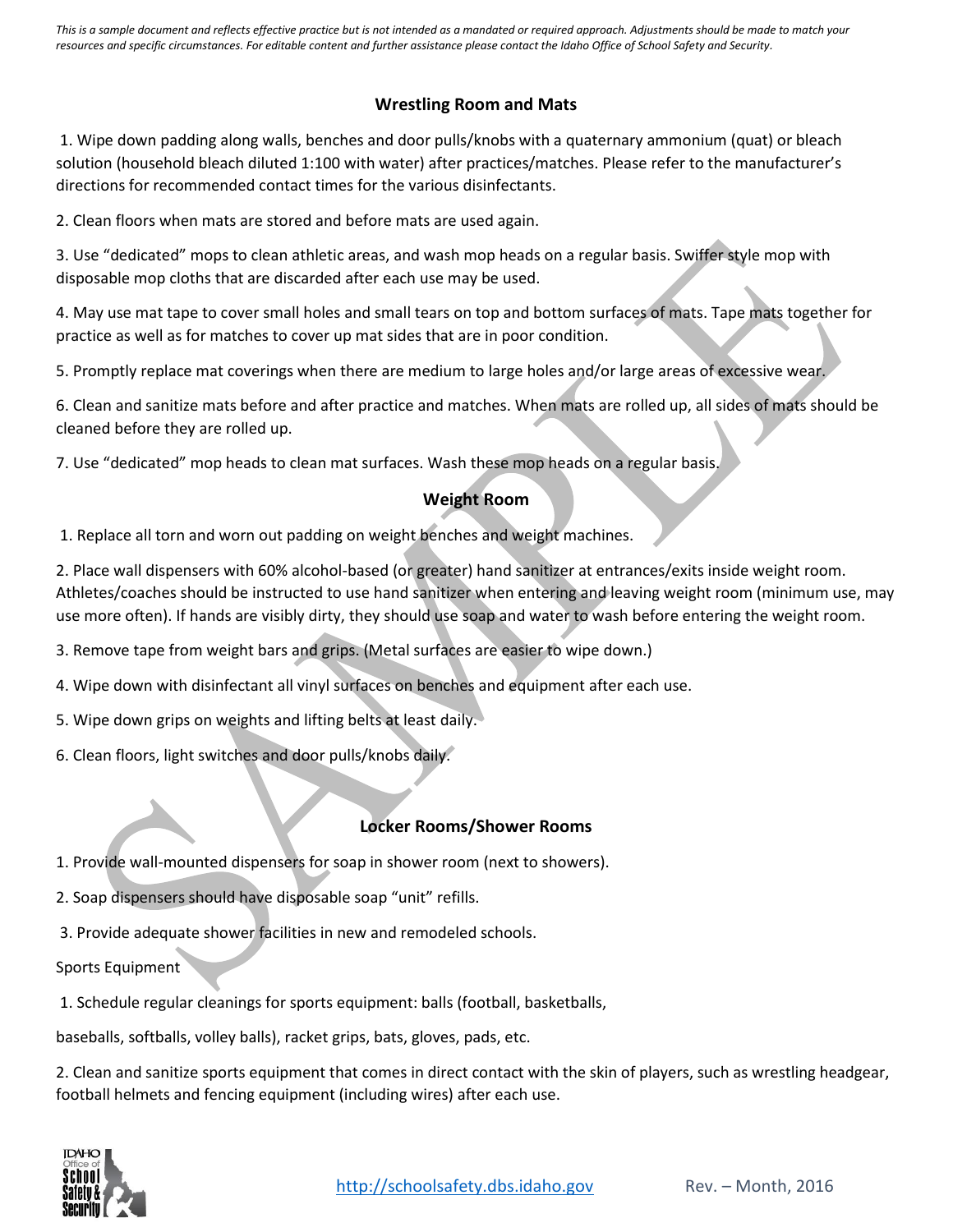*This is a sample document and reflects effective practice but is not intended as a mandated or required approach. Adjustments should be made to match your resources and specific circumstances. For editable content and further assistance please contact the Idaho Office of School Safety and Security.*

### Wrestling Room and Mats

1. Wipe down padding along walls, benches and door pulls/knobs with a quaternary ammonium (quat) or bleach solution (household bleach diluted 1:100 with water) after practices/matches. Please refer to the manufacturer's directions for recommended contact times for the various disinfectants.

2. Clean floors when mats are stored and before mats are used again.

3. Use "dedicated" mops to clean athletic areas, and wash mop heads on a regular basis. Swiffer style mop with disposable mop cloths that are discarded after each use may be used.

4. May use mat tape to cover small holes and small tears on top and bottom surfaces of mats. Tape mats together for practice as well as for matches to cover up mat sides that are in poor condition.

5. Promptly replace mat coverings when there are medium to large holes and/or large areas of excessive wear.

6. Clean and sanitize mats before and after practice and matches. When mats are rolled up, all sides of mats should be cleaned before they are rolled up.

7. Use "dedicated" mop heads to clean mat surfaces. Wash these mop heads on a regular basis.

### Weight Room

1. Replace all torn and worn out padding on weight benches and weight machines.

2. Place wall dispensers with 60% alcohol-based (or greater) hand sanitizer at entrances/exits inside weight room. Athletes/coaches should be instructed to use hand sanitizer when entering and leaving weight room (minimum use, may use more often). If hands are visibly dirty, they should use soap and water to wash before entering the weight room.

3. Remove tape from weight bars and grips. (Metal surfaces are easier to wipe down.)

4. Wipe down with disinfectant all vinyl surfaces on benches and equipment after each use.

5. Wipe down grips on weights and lifting belts at least daily.

6. Clean floors, light switches and door pulls/knobs daily.

### Locker Rooms/Shower Rooms

1. Provide wall-mounted dispensers for soap in shower room (next to showers).

2. Soap dispensers should have disposable soap "unit" refills.

3. Provide adequate shower facilities in new and remodeled schools.

Sports Equipment

1. Schedule regular cleanings for sports equipment: balls (football, basketballs, baseballs, softballs, volley balls), racket grips, bats, gloves, pads, etc.

2. Clean and sanitize sports equipment that comes in direct contact with the skin of players, such as wrestling headgear, football helmets and fencing equipment (including wires) after each use.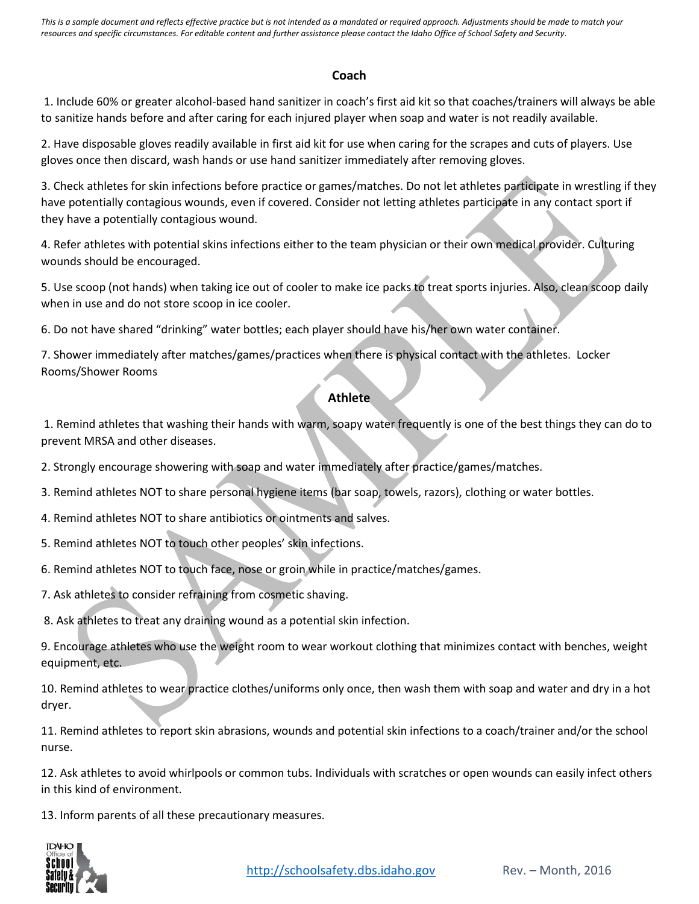*This is a sample document and reflects effective practice but is not intended as a mandated or required approach. Adjustments should be made to match your resources and specific circumstances. For editable content and further assistance please contact the Idaho Office of School Safety and Security.*

**Coach**

1. Include 60% or greater alcohol-based hand sanitizer in coach's first aid kit so that coaches/trainers will always be able to sanitize hands before and after caring for each injured player when soap and water is not readily available.

2. Have disposable gloves readily available in first aid kit for use when caring for the scrapes and cuts of players. Use gloves once then discard, wash hands or use hand sanitizer immediately after removing gloves.

3. Check athletes for skin infections before practice or games/matches. Do not let athletes participate in wrestling if they have potentially contagious wounds, even if covered. Consider not letting athletes participate in any contact sport if they have a potentially contagious wound.

4. Refer athletes with potential skins infections either to the team physician or their own medical provider. Culturing wounds should be encouraged.

5. Use scoop (not hands) when taking ice out of cooler to make ice packs to treat sports injuries. Also, clean scoop daily when in use and do not store scoop in ice cooler.

6. Do not have shared "drinking" water bottles; each player should have his/her own water container.

7. Shower immediately after matches/games/practices when there is physical contact with the athletes. Locker Rooms/Shower Rooms

**Athlete**

1. Remind athletes that washing their hands with warm, soapy water frequently is one of the best things they can do to prevent MRSA and other diseases.

2. Strongly encourage showering with soap and water immediately after practice/games/matches.

3. Remind athletes NOT to share personal hygiene items (bar soap, towels, razors), clothing or water bottles.

4. Remind athletes NOT to share antibiotics or ointments and salves.

5. Remind athletes NOT to touch other peoples' skin infections.

6. Remind athletes NOT to touch face, nose or groin while in practice/matches/games.

7. Ask athletes to consider refraining from cosmetic shaving.

8. Ask athletes to treat any draining wound as a potential skin infection.

9. Encourage athletes who use the weight room to wear workout clothing that minimizes contact with benches, weight equipment, etc.

10. Remind athletes to wear practice clothes/uniforms only once, then wash them with soap and water and dry in a hot dryer.

11. Remind athletes to report skin abrasions, wounds and potential skin infections to a coach/trainer and/or the school nurse.

12. Ask athletes to avoid whirlpools or common tubs. Individuals with scratches or open wounds can easily infect others in this kind of environment.

13. Inform parents of all these precautionary measures.